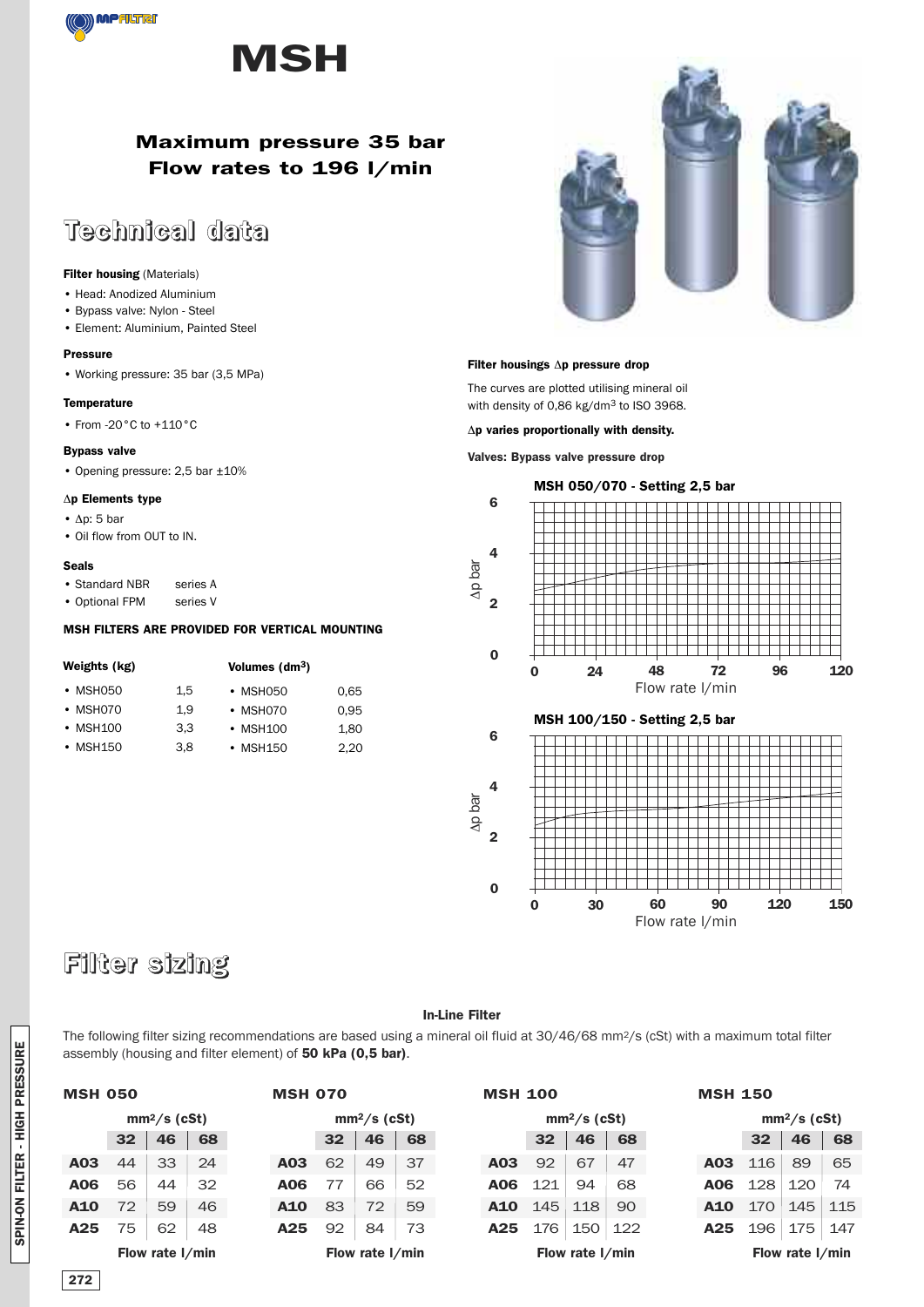# MSH

**Maximum pressure 35 bar**
**Flow rates to 196 l/min**

## Technical data

**Filter housing** (Materials)
- Head: Anodized Aluminium
- Bypass valve: Nylon - Steel
- Element: Aluminium, Painted Steel

**Pressure**
- Working pressure: 35 bar (3,5 MPa)

**Temperature**
- From -20°C to +110°C

**Bypass valve**
- Opening pressure: 2,5 bar ±10%

**Δp Elements type**
- Δp: 5 bar
- Oil flow from OUT to IN.

**Seals**
- Standard NBR series A
- Optional FPM series V

**MSH FILTERS ARE PROVIDED FOR VERTICAL MOUNTING**

**Weights (kg)**

| | |
|---|---|
| MSH050 | 1,5 |
| MSH070 | 1,9 |
| MSH100 | 3,3 |
| MSH150 | 3,8 |

**Volumes ($dm^3$)**

| | |
|---|---|
| MSH050 | 0,65 |
| MSH070 | 0,95 |
| MSH100 | 1,80 |
| MSH150 | 2,20 |

**Filter housings Δp pressure drop**

The curves are plotted utilising mineral oil with density of 0,86 kg/$dm^3$ to ISO 3968.

**Δp varies proportionally with density.**

**Valves: Bypass valve pressure drop**

**MSH 050/070 - Setting 2,5 bar**

**MSH 100/150 - Setting 2,5 bar**

## Filter sizing

**In-Line Filter**

The following filter sizing recommendations are based using a mineral oil fluid at 30/46/68 $mm^2$/s (cSt) with a maximum total filter assembly (housing and filter element) of **50 kPa (0,5 bar)**.

**MSH 050**

| | $mm^2$/s (cSt) | | |
|---|---|---|---|
| | 32 | 46 | 68 |
| A03 | 44 | 33 | 24 |
| A06 | 56 | 44 | 32 |
| A10 | 72 | 59 | 46 |
| A25 | 75 | 62 | 48 |

Flow rate l/min

**MSH 070**

| | $mm^2$/s (cSt) | | |
|---|---|---|---|
| | 32 | 46 | 68 |
| A03 | 62 | 49 | 37 |
| A06 | 77 | 66 | 52 |
| A10 | 83 | 72 | 59 |
| A25 | 92 | 84 | 73 |

Flow rate l/min

**MSH 100**

| | $mm^2$/s (cSt) | | |
|---|---|---|---|
| | 32 | 46 | 68 |
| A03 | 92 | 67 | 47 |
| A06 | 121 | 94 | 68 |
| A10 | 145 | 118 | 90 |
| A25 | 176 | 150 | 122 |

Flow rate l/min

**MSH 150**

| | $mm^2$/s (cSt) | | |
|---|---|---|---|
| | 32 | 46 | 68 |
| A03 | 116 | 89 | 65 |
| A06 | 128 | 120 | 74 |
| A10 | 170 | 145 | 115 |
| A25 | 196 | 175 | 147 |

Flow rate l/min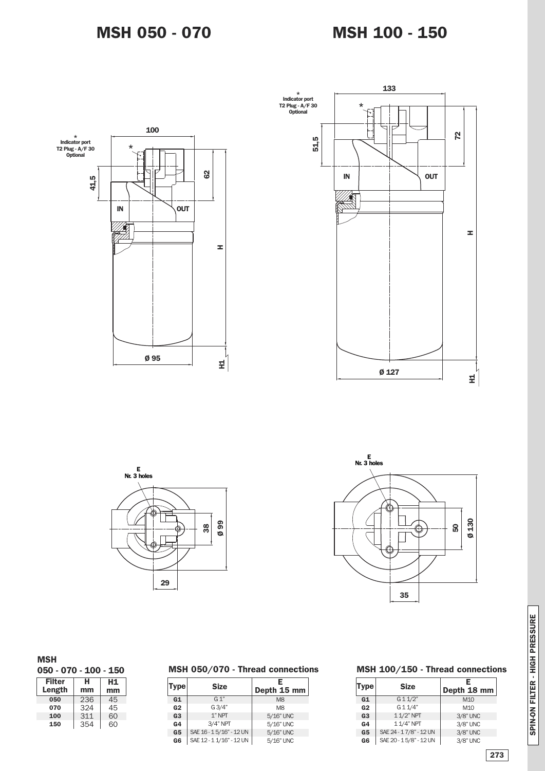# MSH 050 - 070

# MSH 100 - 150

\*
Indicator port
T2 Plug - A/F 30
Optional

IN OUT

E
Nr. 3 holes

### MSH
### 050 - 070 - 100 - 150

| Filter Length | H mm | H1 mm |
|---|---|---|
| 050 | 236 | 45 |
| 070 | 324 | 45 |
| 100 | 311 | 60 |
| 150 | 354 | 60 |

### MSH 050/070 - Thread connections

| Type | Size | E Depth 15 mm |
|---|---|---|
| G1 | G 1" | M8 |
| G2 | G 3/4" | M8 |
| G3 | 1" NPT | 5/16" UNC |
| G4 | 3/4" NPT | 5/16" UNC |
| G5 | SAE 16 - 1 5/16" - 12 UN | 5/16" UNC |
| G6 | SAE 12 - 1 1/16" - 12 UN | 5/16" UNC |

### MSH 100/150 - Thread connections

| Type | Size | E Depth 18 mm |
|---|---|---|
| G1 | G 1 1/2" | M10 |
| G2 | G 1 1/4" | M10 |
| G3 | 1 1/2" NPT | 3/8" UNC |
| G4 | 1 1/4" NPT | 3/8" UNC |
| G5 | SAE 24 - 1 7/8" - 12 UN | 3/8" UNC |
| G6 | SAE 20 - 1 5/8" - 12 UN | 3/8" UNC |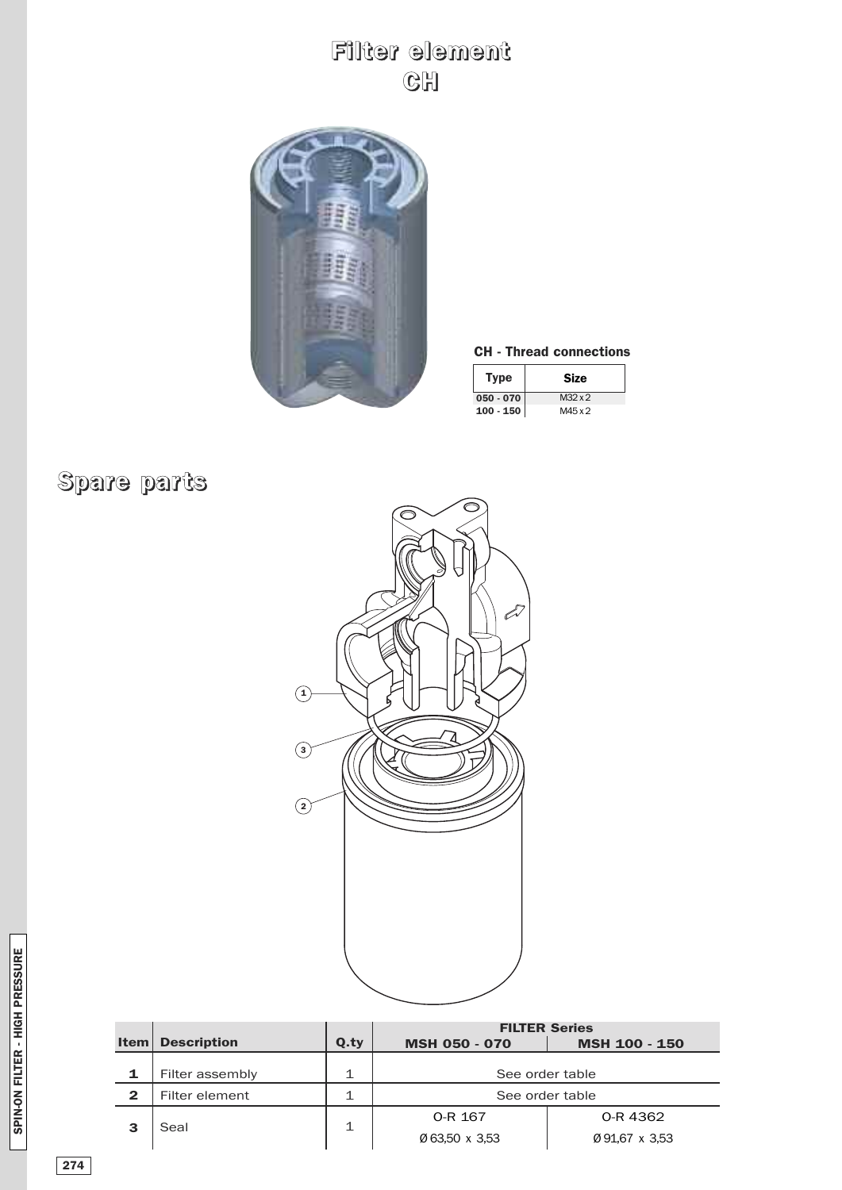# Filter element
## CH

**CH - Thread connections**

| Type | Size |
|---|---|
| 050 - 070 | M32 x 2 |
| 100 - 150 | M45 x 2 |

# Spare parts

| Item | Description | Q.ty | FILTER Series | |
|---|---|---|---|---|
| | | | MSH 050 - 070 | MSH 100 - 150 |
| 1 | Filter assembly | 1 | See order table | |
| 2 | Filter element | 1 | See order table | |
| 3 | Seal | 1 | O-R 167<br>Ø 63,50 x 3,53 | O-R 4362<br>Ø 91,67 x 3,53 |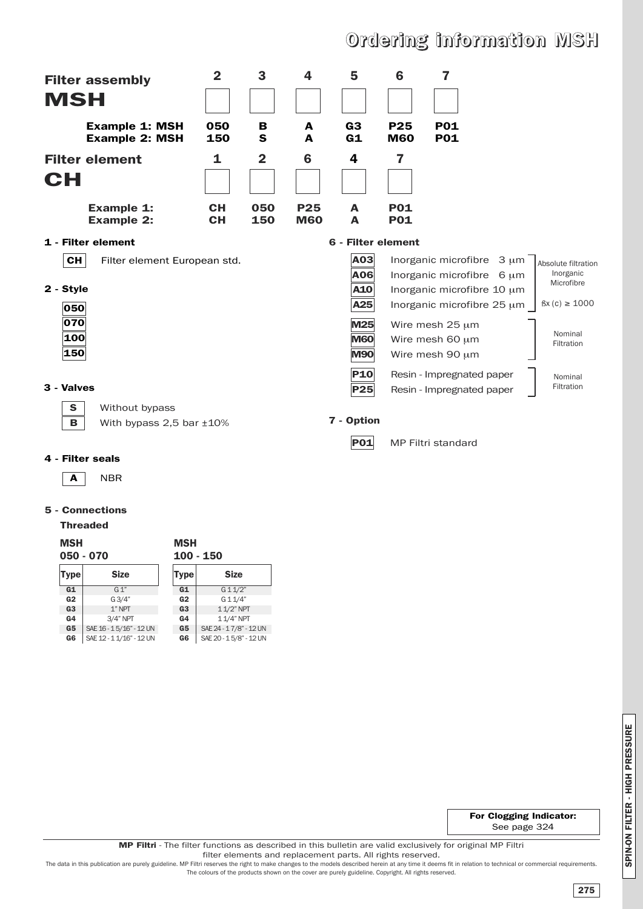# Ordering information MSH

## Filter assembly

**MSH**

| | 2 | 3 | 4 | 5 | 6 | 7 |
|---|---|---|---|---|---|---|
| **Example 1: MSH** | **050** | **B** | **A** | **G3** | **P25** | **P01** |
| **Example 2: MSH** | **150** | **S** | **A** | **G1** | **M60** | **P01** |

## Filter element

**CH**

| | 1 | 2 | 6 | 4 | 7 |
|---|---|---|---|---|---|
| **Example 1:** | **CH** | **050** | **P25** | **A** | **P01** |
| **Example 2:** | **CH** | **150** | **M60** | **A** | **P01** |

### 1 - Filter element

**CH** Filter element European std.

### 2 - Style

**050**
**070**
**100**
**150**

### 3 - Valves

**S** Without bypass
**B** With bypass 2,5 bar ±10%

### 4 - Filter seals

**A** NBR

### 5 - Connections

**Threaded**

**MSH 050 - 070**

| Type | Size |
|---|---|
| G1 | G 1" |
| G2 | G 3/4" |
| G3 | 1" NPT |
| G4 | 3/4" NPT |
| G5 | SAE 16 - 1 5/16" - 12 UN |
| G6 | SAE 12 - 1 1/16" - 12 UN |

**MSH 100 - 150**

| Type | Size |
|---|---|
| G1 | G 1 1/2" |
| G2 | G 1 1/4" |
| G3 | 1 1/2" NPT |
| G4 | 1 1/4" NPT |
| G5 | SAE 24 - 1 7/8" - 12 UN |
| G6 | SAE 20 - 1 5/8" - 12 UN |

### 6 - Filter element

**A03** Inorganic microfibre 3 μm
**A06** Inorganic microfibre 6 μm
**A10** Inorganic microfibre 10 μm
**A25** Inorganic microfibre 25 μm

Absolute filtration Inorganic Microfibre $\beta x (c) \geq 1000$

**M25** Wire mesh 25 μm
**M60** Wire mesh 60 μm
**M90** Wire mesh 90 μm

Nominal Filtration

**P10** Resin - Impregnated paper
**P25** Resin - Impregnated paper

Nominal Filtration

### 7 - Option

**P01** MP Filtri standard

**For Clogging Indicator:** See page 324

**MP Filtri** - The filter functions as described in this bulletin are valid exclusively for original MP Filtri filter elements and replacement parts. All rights reserved.
The data in this publication are purely guideline. MP Filtri reserves the right to make changes to the models described herein at any time it deems fit in relation to technical or commercial requirements. The colours of the products shown on the cover are purely guideline. Copyright. All rights reserved.